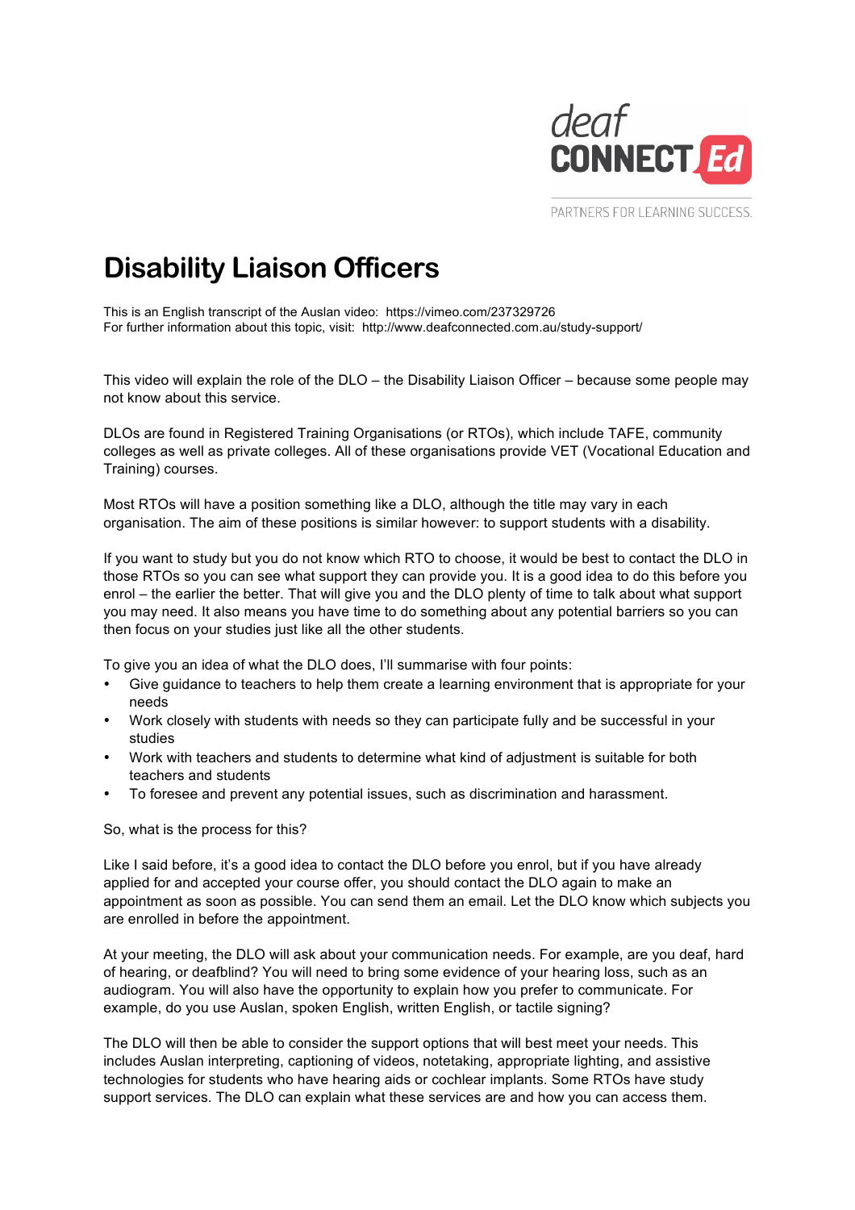deaf CONNECT Ed

PARTNERS FOR LEARNING SUCCESS.

# Disability Liaison Officers

This is an English transcript of the Auslan video: https://vimeo.com/237329726
For further information about this topic, visit: http://www.deafconnected.com.au/study-support/

This video will explain the role of the DLO – the Disability Liaison Officer – because some people may not know about this service.

DLOs are found in Registered Training Organisations (or RTOs), which include TAFE, community colleges as well as private colleges. All of these organisations provide VET (Vocational Education and Training) courses.

Most RTOs will have a position something like a DLO, although the title may vary in each organisation. The aim of these positions is similar however: to support students with a disability.

If you want to study but you do not know which RTO to choose, it would be best to contact the DLO in those RTOs so you can see what support they can provide you. It is a good idea to do this before you enrol – the earlier the better. That will give you and the DLO plenty of time to talk about what support you may need. It also means you have time to do something about any potential barriers so you can then focus on your studies just like all the other students.

To give you an idea of what the DLO does, I'll summarise with four points:

- Give guidance to teachers to help them create a learning environment that is appropriate for your needs
- Work closely with students with needs so they can participate fully and be successful in your studies
- Work with teachers and students to determine what kind of adjustment is suitable for both teachers and students
- To foresee and prevent any potential issues, such as discrimination and harassment.

So, what is the process for this?

Like I said before, it's a good idea to contact the DLO before you enrol, but if you have already applied for and accepted your course offer, you should contact the DLO again to make an appointment as soon as possible. You can send them an email. Let the DLO know which subjects you are enrolled in before the appointment.

At your meeting, the DLO will ask about your communication needs. For example, are you deaf, hard of hearing, or deafblind? You will need to bring some evidence of your hearing loss, such as an audiogram. You will also have the opportunity to explain how you prefer to communicate. For example, do you use Auslan, spoken English, written English, or tactile signing?

The DLO will then be able to consider the support options that will best meet your needs. This includes Auslan interpreting, captioning of videos, notetaking, appropriate lighting, and assistive technologies for students who have hearing aids or cochlear implants. Some RTOs have study support services. The DLO can explain what these services are and how you can access them.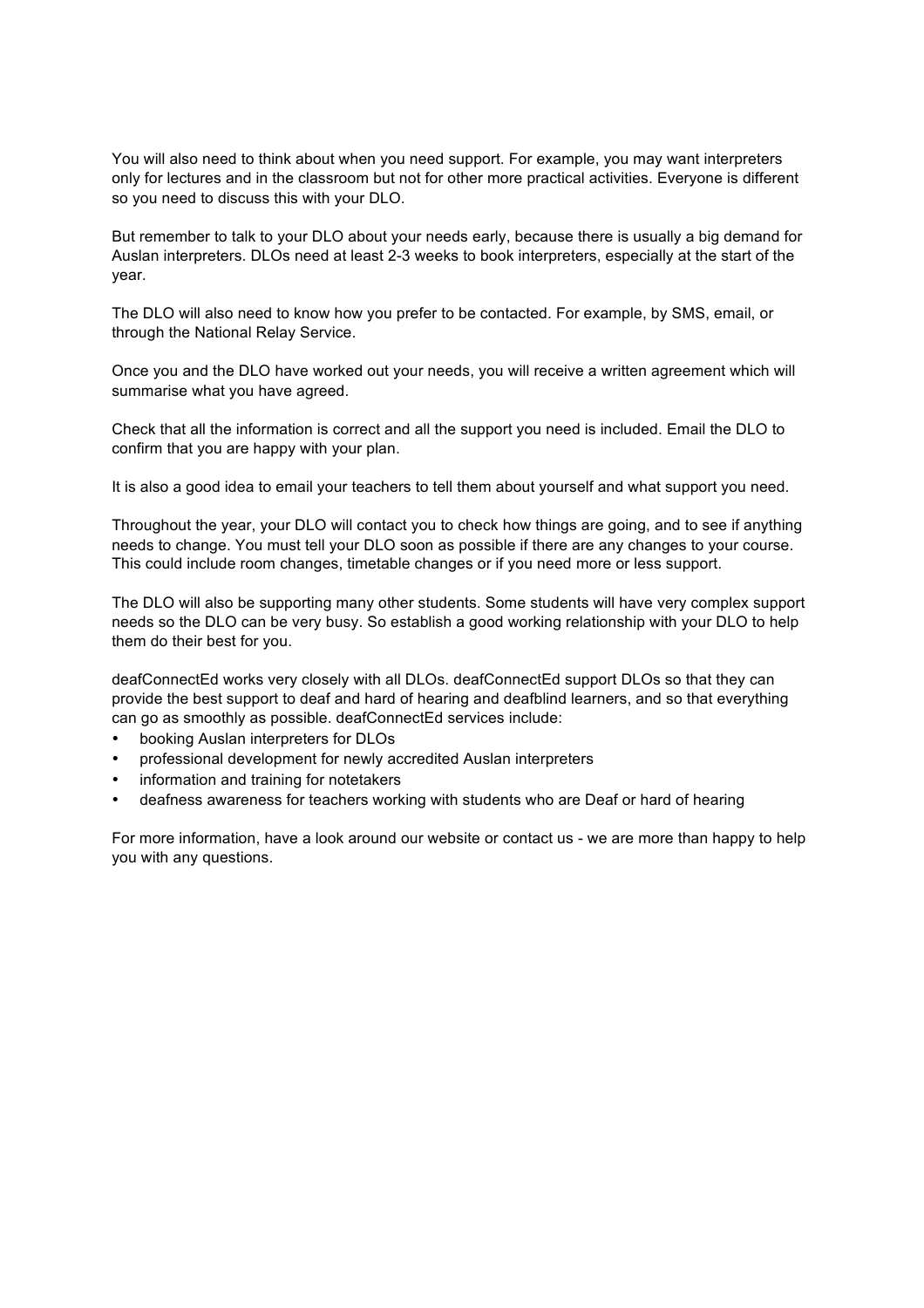You will also need to think about when you need support. For example, you may want interpreters only for lectures and in the classroom but not for other more practical activities. Everyone is different so you need to discuss this with your DLO.

But remember to talk to your DLO about your needs early, because there is usually a big demand for Auslan interpreters. DLOs need at least 2-3 weeks to book interpreters, especially at the start of the year.

The DLO will also need to know how you prefer to be contacted. For example, by SMS, email, or through the National Relay Service.

Once you and the DLO have worked out your needs, you will receive a written agreement which will summarise what you have agreed.

Check that all the information is correct and all the support you need is included. Email the DLO to confirm that you are happy with your plan.

It is also a good idea to email your teachers to tell them about yourself and what support you need.

Throughout the year, your DLO will contact you to check how things are going, and to see if anything needs to change. You must tell your DLO soon as possible if there are any changes to your course. This could include room changes, timetable changes or if you need more or less support.

The DLO will also be supporting many other students. Some students will have very complex support needs so the DLO can be very busy. So establish a good working relationship with your DLO to help them do their best for you.

deafConnectEd works very closely with all DLOs. deafConnectEd support DLOs so that they can provide the best support to deaf and hard of hearing and deafblind learners, and so that everything can go as smoothly as possible. deafConnectEd services include:

- booking Auslan interpreters for DLOs
- professional development for newly accredited Auslan interpreters
- information and training for notetakers
- deafness awareness for teachers working with students who are Deaf or hard of hearing

For more information, have a look around our website or contact us - we are more than happy to help you with any questions.